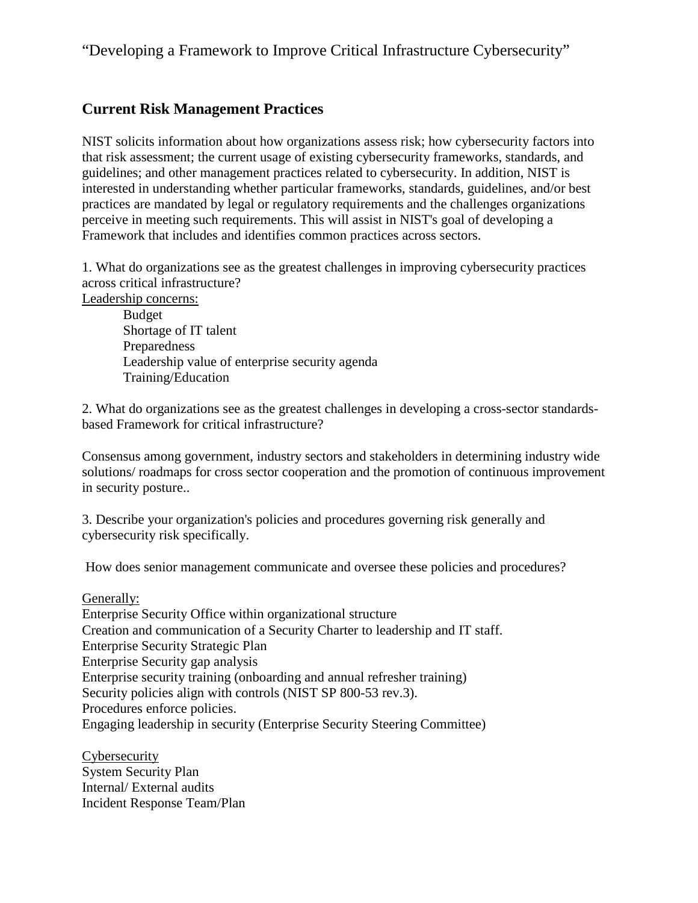“Developing a Framework to Improve Critical Infrastructure Cybersecurity”

## Current Risk Management Practices

NIST solicits information about how organizations assess risk; how cybersecurity factors into that risk assessment; the current usage of existing cybersecurity frameworks, standards, and guidelines; and other management practices related to cybersecurity. In addition, NIST is interested in understanding whether particular frameworks, standards, guidelines, and/or best practices are mandated by legal or regulatory requirements and the challenges organizations perceive in meeting such requirements. This will assist in NIST's goal of developing a Framework that includes and identifies common practices across sectors.

1. What do organizations see as the greatest challenges in improving cybersecurity practices across critical infrastructure?

<u>Leadership concerns:</u>

- Budget
- Shortage of IT talent
- Preparedness
- Leadership value of enterprise security agenda
- Training/Education

2. What do organizations see as the greatest challenges in developing a cross-sector standards-based Framework for critical infrastructure?

Consensus among government, industry sectors and stakeholders in determining industry wide solutions/ roadmaps for cross sector cooperation and the promotion of continuous improvement in security posture..

3. Describe your organization's policies and procedures governing risk generally and cybersecurity risk specifically.

How does senior management communicate and oversee these policies and procedures?

<u>Generally:</u>

Enterprise Security Office within organizational structure
Creation and communication of a Security Charter to leadership and IT staff.
Enterprise Security Strategic Plan
Enterprise Security gap analysis
Enterprise security training (onboarding and annual refresher training)
Security policies align with controls (NIST SP 800-53 rev.3).
Procedures enforce policies.
Engaging leadership in security (Enterprise Security Steering Committee)

<u>Cybersecurity</u>

System Security Plan
Internal/ External audits
Incident Response Team/Plan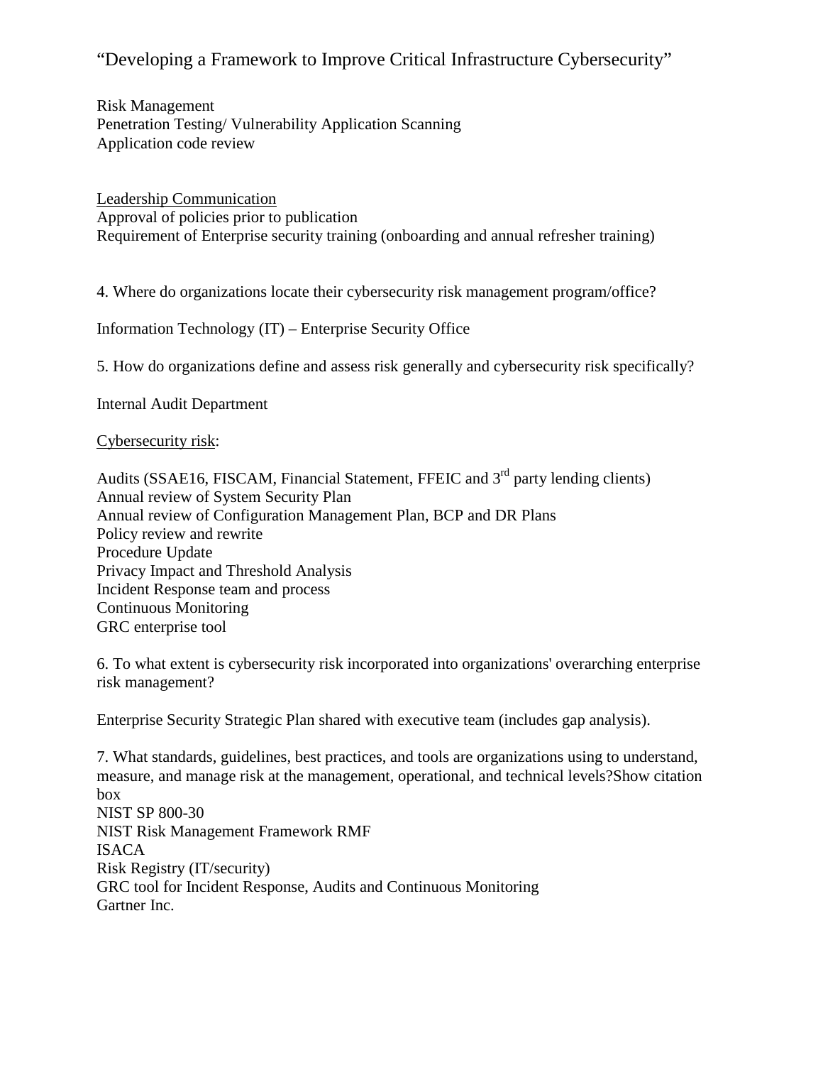Risk Management
Penetration Testing/ Vulnerability Application Scanning
Application code review

Leadership Communication
Approval of policies prior to publication
Requirement of Enterprise security training (onboarding and annual refresher training)

4. Where do organizations locate their cybersecurity risk management program/office?

Information Technology (IT) – Enterprise Security Office

5. How do organizations define and assess risk generally and cybersecurity risk specifically?

Internal Audit Department

Cybersecurity risk:

Audits (SSAE16, FISCAM, Financial Statement, FFEIC and 3rd party lending clients)
Annual review of System Security Plan
Annual review of Configuration Management Plan, BCP and DR Plans
Policy review and rewrite
Procedure Update
Privacy Impact and Threshold Analysis
Incident Response team and process
Continuous Monitoring
GRC enterprise tool

6. To what extent is cybersecurity risk incorporated into organizations' overarching enterprise risk management?

Enterprise Security Strategic Plan shared with executive team (includes gap analysis).

7. What standards, guidelines, best practices, and tools are organizations using to understand, measure, and manage risk at the management, operational, and technical levels?Show citation box
NIST SP 800-30
NIST Risk Management Framework RMF
ISACA
Risk Registry (IT/security)
GRC tool for Incident Response, Audits and Continuous Monitoring
Gartner Inc.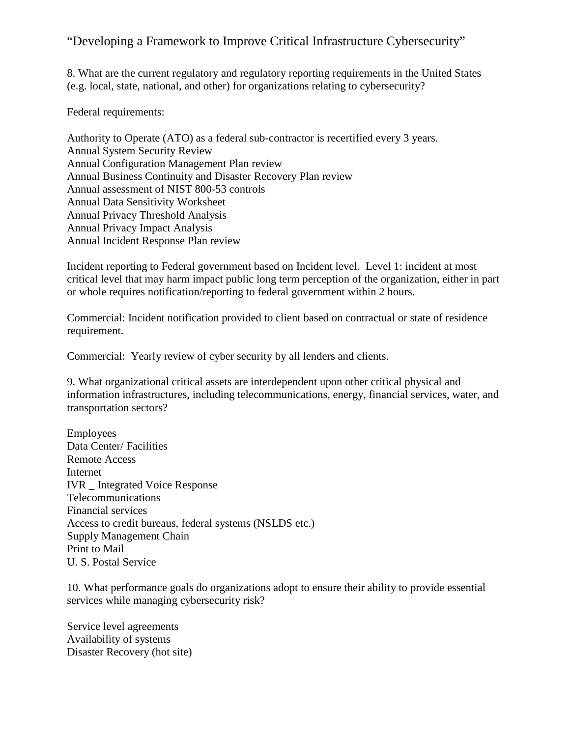“Developing a Framework to Improve Critical Infrastructure Cybersecurity”

8. What are the current regulatory and regulatory reporting requirements in the United States (e.g. local, state, national, and other) for organizations relating to cybersecurity?

Federal requirements:

Authority to Operate (ATO) as a federal sub-contractor is recertified every 3 years.
Annual System Security Review
Annual Configuration Management Plan review
Annual Business Continuity and Disaster Recovery Plan review
Annual assessment of NIST 800-53 controls
Annual Data Sensitivity Worksheet
Annual Privacy Threshold Analysis
Annual Privacy Impact Analysis
Annual Incident Response Plan review

Incident reporting to Federal government based on Incident level. Level 1: incident at most critical level that may harm impact public long term perception of the organization, either in part or whole requires notification/reporting to federal government within 2 hours.

Commercial: Incident notification provided to client based on contractual or state of residence requirement.

Commercial: Yearly review of cyber security by all lenders and clients.

9. What organizational critical assets are interdependent upon other critical physical and information infrastructures, including telecommunications, energy, financial services, water, and transportation sectors?

Employees
Data Center/ Facilities
Remote Access
Internet
IVR _ Integrated Voice Response
Telecommunications
Financial services
Access to credit bureaus, federal systems (NSLDS etc.)
Supply Management Chain
Print to Mail
U. S. Postal Service

10. What performance goals do organizations adopt to ensure their ability to provide essential services while managing cybersecurity risk?

Service level agreements
Availability of systems
Disaster Recovery (hot site)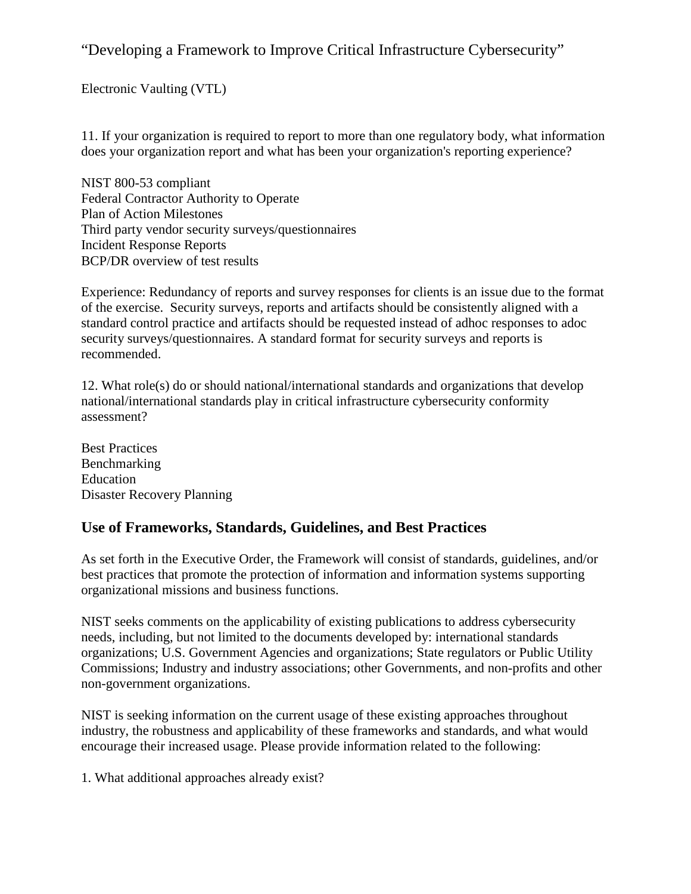Electronic Vaulting (VTL)

11. If your organization is required to report to more than one regulatory body, what information does your organization report and what has been your organization's reporting experience?

NIST 800-53 compliant
Federal Contractor Authority to Operate
Plan of Action Milestones
Third party vendor security surveys/questionnaires
Incident Response Reports
BCP/DR overview of test results

Experience: Redundancy of reports and survey responses for clients is an issue due to the format of the exercise. Security surveys, reports and artifacts should be consistently aligned with a standard control practice and artifacts should be requested instead of adhoc responses to adoc security surveys/questionnaires. A standard format for security surveys and reports is recommended.

12. What role(s) do or should national/international standards and organizations that develop national/international standards play in critical infrastructure cybersecurity conformity assessment?

Best Practices
Benchmarking
Education
Disaster Recovery Planning

## Use of Frameworks, Standards, Guidelines, and Best Practices

As set forth in the Executive Order, the Framework will consist of standards, guidelines, and/or best practices that promote the protection of information and information systems supporting organizational missions and business functions.

NIST seeks comments on the applicability of existing publications to address cybersecurity needs, including, but not limited to the documents developed by: international standards organizations; U.S. Government Agencies and organizations; State regulators or Public Utility Commissions; Industry and industry associations; other Governments, and non-profits and other non-government organizations.

NIST is seeking information on the current usage of these existing approaches throughout industry, the robustness and applicability of these frameworks and standards, and what would encourage their increased usage. Please provide information related to the following:

1. What additional approaches already exist?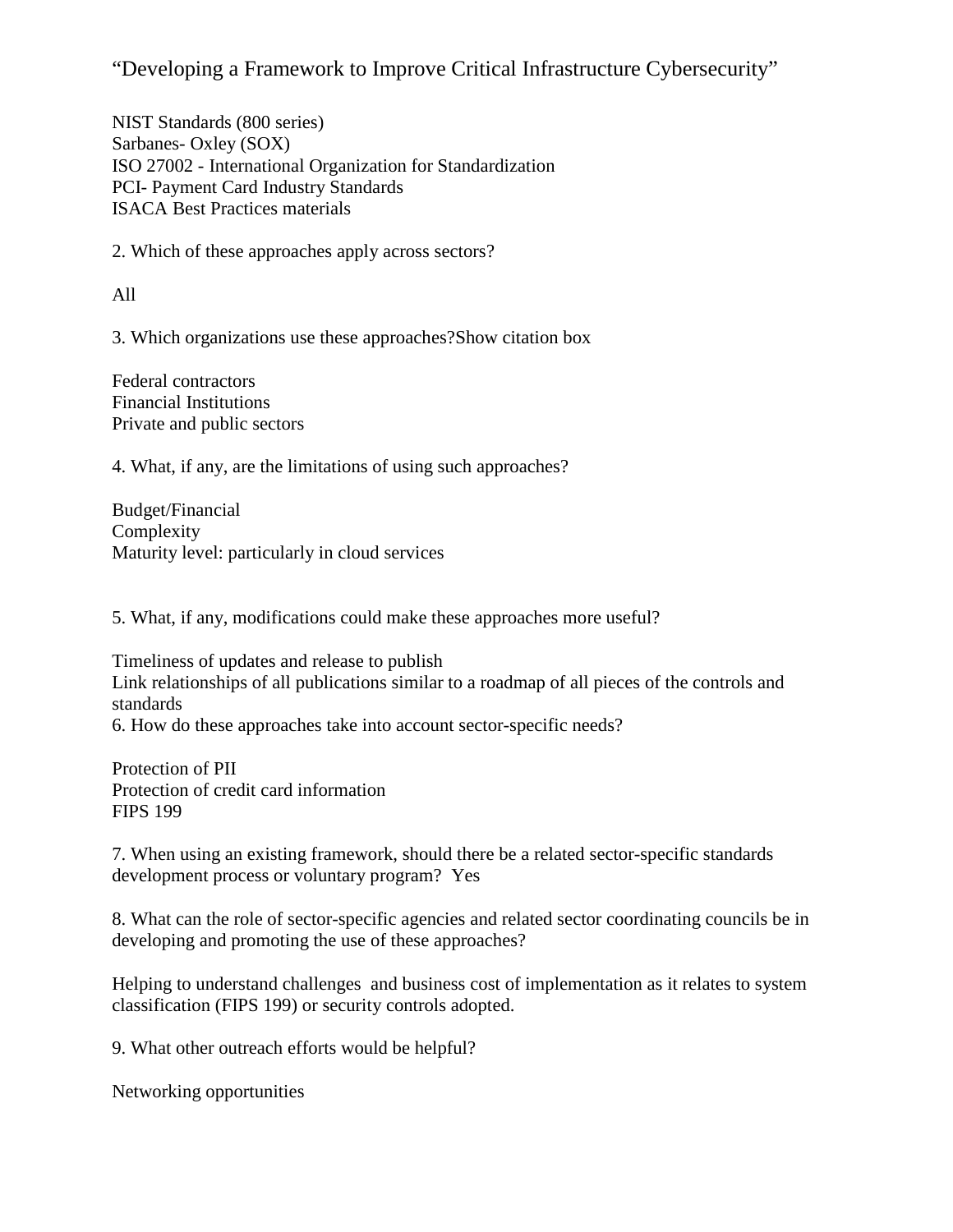“Developing a Framework to Improve Critical Infrastructure Cybersecurity”

NIST Standards (800 series)
Sarbanes- Oxley (SOX)
ISO 27002 - International Organization for Standardization
PCI- Payment Card Industry Standards
ISACA Best Practices materials

2. Which of these approaches apply across sectors?

All

3. Which organizations use these approaches?Show citation box

Federal contractors
Financial Institutions
Private and public sectors

4. What, if any, are the limitations of using such approaches?

Budget/Financial
Complexity
Maturity level: particularly in cloud services

5. What, if any, modifications could make these approaches more useful?

Timeliness of updates and release to publish
Link relationships of all publications similar to a roadmap of all pieces of the controls and standards
6. How do these approaches take into account sector-specific needs?

Protection of PII
Protection of credit card information
FIPS 199

7. When using an existing framework, should there be a related sector-specific standards development process or voluntary program? Yes

8. What can the role of sector-specific agencies and related sector coordinating councils be in developing and promoting the use of these approaches?

Helping to understand challenges and business cost of implementation as it relates to system classification (FIPS 199) or security controls adopted.

9. What other outreach efforts would be helpful?

Networking opportunities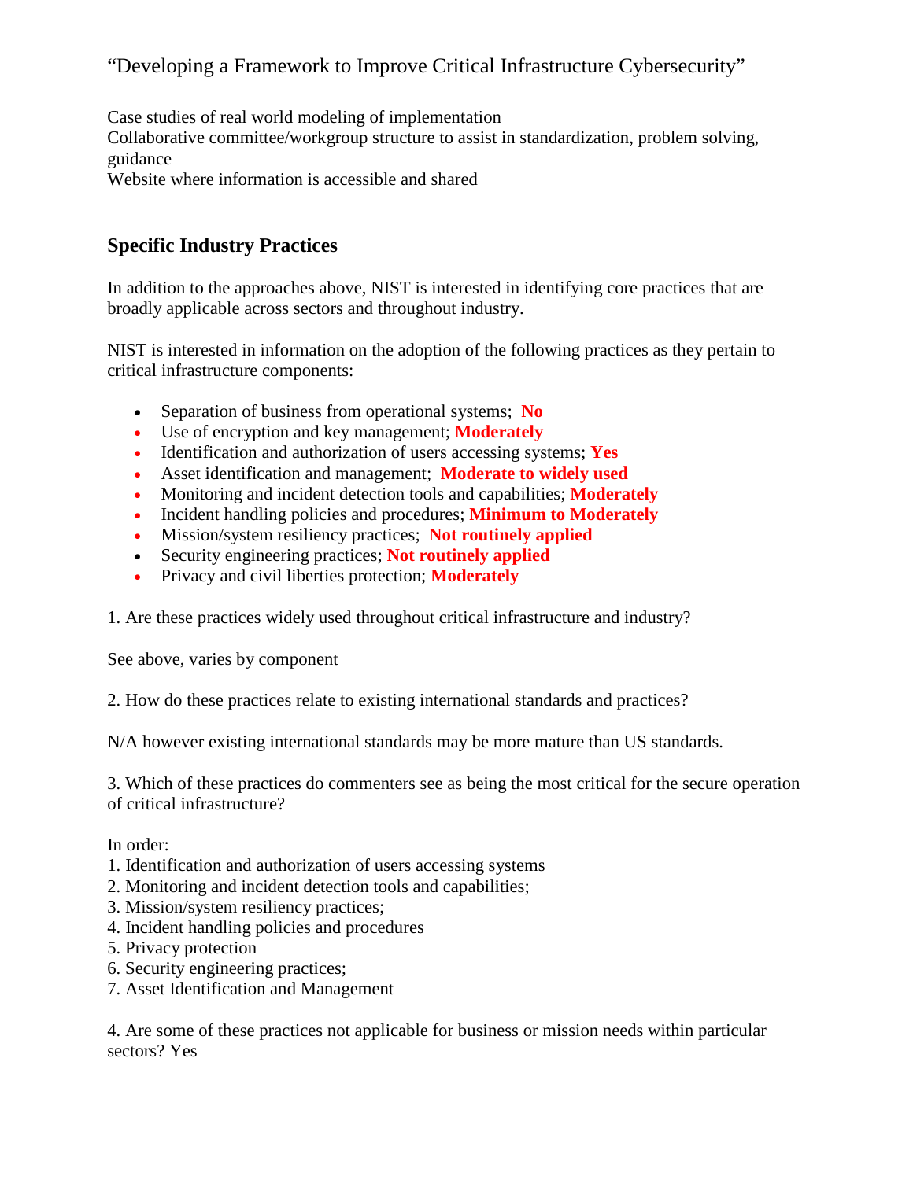"Developing a Framework to Improve Critical Infrastructure Cybersecurity"

Case studies of real world modeling of implementation
Collaborative committee/workgroup structure to assist in standardization, problem solving, guidance
Website where information is accessible and shared

## Specific Industry Practices

In addition to the approaches above, NIST is interested in identifying core practices that are broadly applicable across sectors and throughout industry.

NIST is interested in information on the adoption of the following practices as they pertain to critical infrastructure components:

- Separation of business from operational systems; **No**
- Use of encryption and key management; **Moderately**
- Identification and authorization of users accessing systems; **Yes**
- Asset identification and management; **Moderate to widely used**
- Monitoring and incident detection tools and capabilities; **Moderately**
- Incident handling policies and procedures; **Minimum to Moderately**
- Mission/system resiliency practices; **Not routinely applied**
- Security engineering practices; **Not routinely applied**
- Privacy and civil liberties protection; **Moderately**

1. Are these practices widely used throughout critical infrastructure and industry?

See above, varies by component

2. How do these practices relate to existing international standards and practices?

N/A however existing international standards may be more mature than US standards.

3. Which of these practices do commenters see as being the most critical for the secure operation of critical infrastructure?

In order:
1. Identification and authorization of users accessing systems
2. Monitoring and incident detection tools and capabilities;
3. Mission/system resiliency practices;
4. Incident handling policies and procedures
5. Privacy protection
6. Security engineering practices;
7. Asset Identification and Management

4. Are some of these practices not applicable for business or mission needs within particular sectors? Yes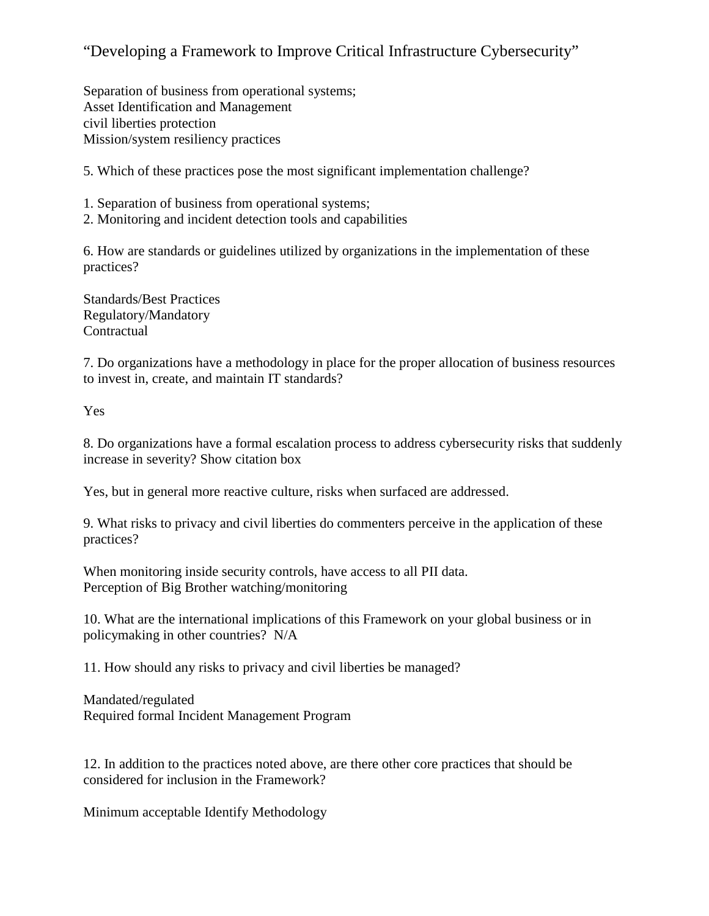“Developing a Framework to Improve Critical Infrastructure Cybersecurity”

Separation of business from operational systems;
Asset Identification and Management
civil liberties protection
Mission/system resiliency practices

5. Which of these practices pose the most significant implementation challenge?

1. Separation of business from operational systems;
2. Monitoring and incident detection tools and capabilities

6. How are standards or guidelines utilized by organizations in the implementation of these practices?

Standards/Best Practices
Regulatory/Mandatory
Contractual

7. Do organizations have a methodology in place for the proper allocation of business resources to invest in, create, and maintain IT standards?

Yes

8. Do organizations have a formal escalation process to address cybersecurity risks that suddenly increase in severity? Show citation box

Yes, but in general more reactive culture, risks when surfaced are addressed.

9. What risks to privacy and civil liberties do commenters perceive in the application of these practices?

When monitoring inside security controls, have access to all PII data.
Perception of Big Brother watching/monitoring

10. What are the international implications of this Framework on your global business or in policymaking in other countries? N/A

11. How should any risks to privacy and civil liberties be managed?

Mandated/regulated
Required formal Incident Management Program

12. In addition to the practices noted above, are there other core practices that should be considered for inclusion in the Framework?

Minimum acceptable Identify Methodology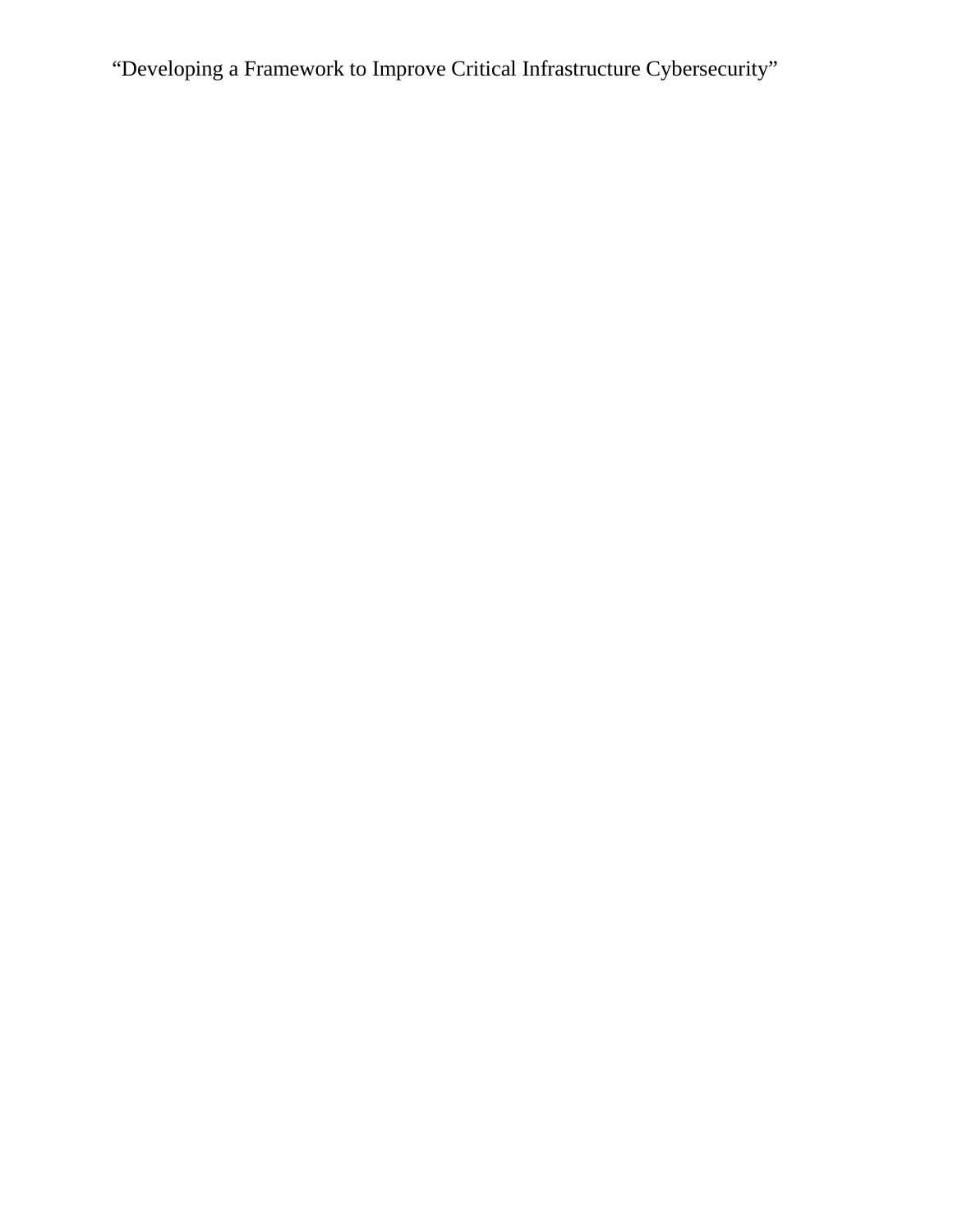“Developing a Framework to Improve Critical Infrastructure Cybersecurity”